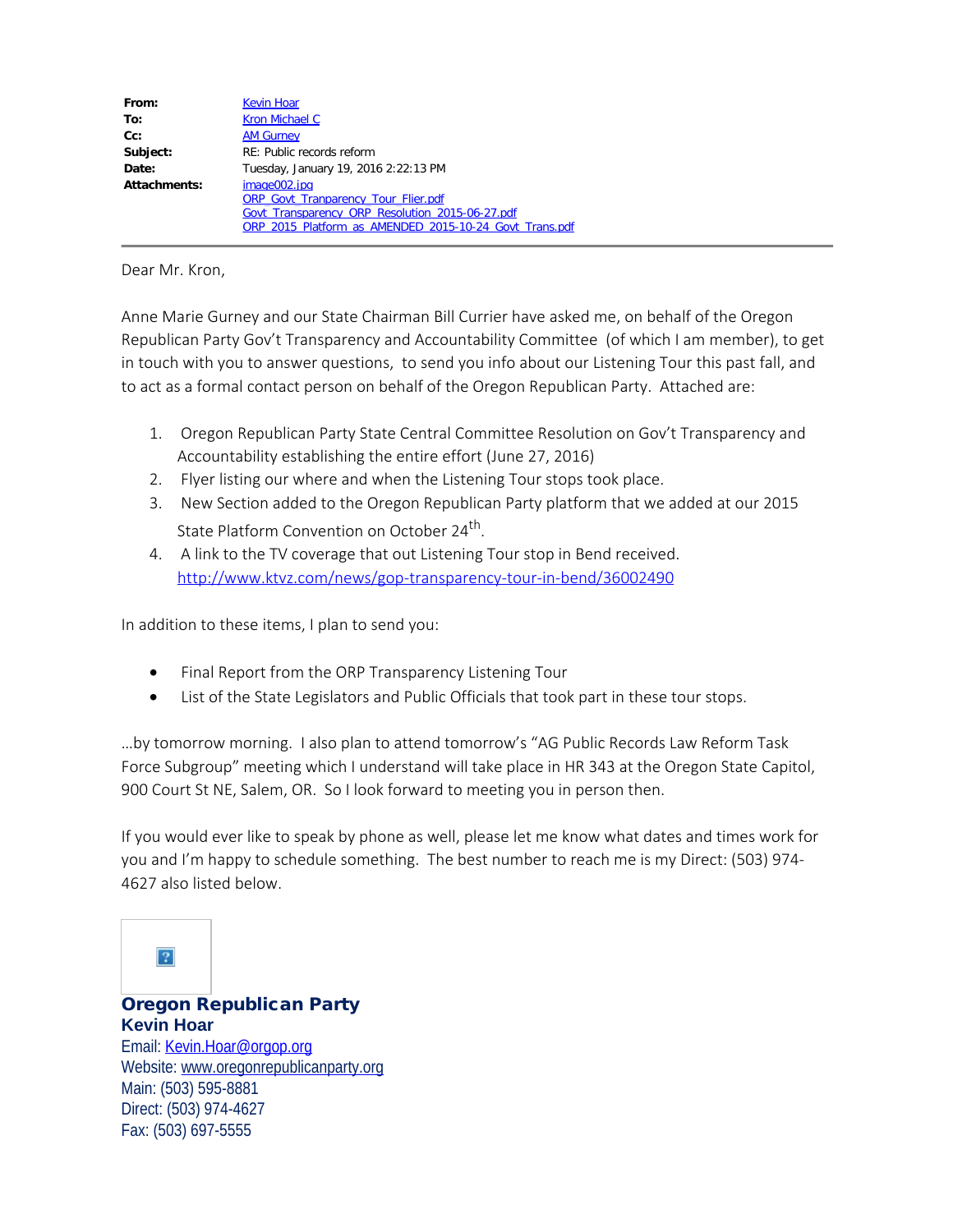| | |
|---|---|
| **From:** | Kevin Hoar |
| **To:** | Kron Michael C |
| **Cc:** | AM Gurney |
| **Subject:** | RE: Public records reform |
| **Date:** | Tuesday, January 19, 2016 2:22:13 PM |
| **Attachments:** | image002.jpg<br>ORP_Govt_Tranparency_Tour_Flier.pdf<br>Govt_Transparency_ORP_Resolution_2015-06-27.pdf<br>ORP_2015_Platform_as_AMENDED_2015-10-24_Govt_Trans.pdf |

---

Dear Mr. Kron,

Anne Marie Gurney and our State Chairman Bill Currier have asked me, on behalf of the Oregon Republican Party Gov't Transparency and Accountability Committee (of which I am member), to get in touch with you to answer questions, to send you info about our Listening Tour this past fall, and to act as a formal contact person on behalf of the Oregon Republican Party. Attached are:

1. Oregon Republican Party State Central Committee Resolution on Gov't Transparency and Accountability establishing the entire effort (June 27, 2016)
2. Flyer listing our where and when the Listening Tour stops took place.
3. New Section added to the Oregon Republican Party platform that we added at our 2015 State Platform Convention on October 24th.
4. A link to the TV coverage that out Listening Tour stop in Bend received. http://www.ktvz.com/news/gop-transparency-tour-in-bend/36002490

In addition to these items, I plan to send you:

- Final Report from the ORP Transparency Listening Tour
- List of the State Legislators and Public Officials that took part in these tour stops.

…by tomorrow morning. I also plan to attend tomorrow's "AG Public Records Law Reform Task Force Subgroup" meeting which I understand will take place in HR 343 at the Oregon State Capitol, 900 Court St NE, Salem, OR. So I look forward to meeting you in person then.

If you would ever like to speak by phone as well, please let me know what dates and times work for you and I'm happy to schedule something. The best number to reach me is my Direct: (503) 974-4627 also listed below.

**Oregon Republican Party**
**Kevin Hoar**
Email: Kevin.Hoar@orgop.org
Website: www.oregonrepublicanparty.org
Main: (503) 595-8881
Direct: (503) 974-4627
Fax: (503) 697-5555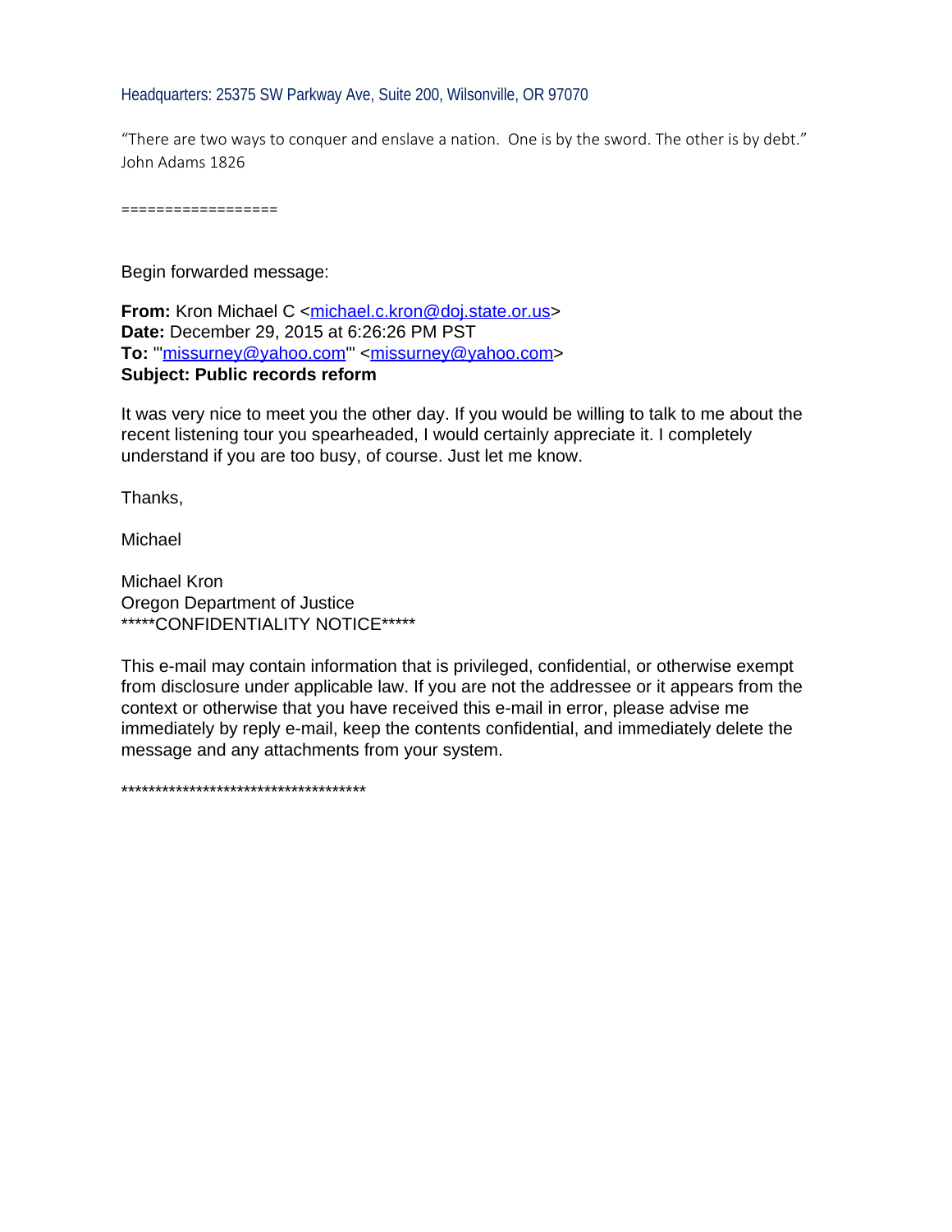Headquarters: 25375 SW Parkway Ave, Suite 200, Wilsonville, OR 97070

"There are two ways to conquer and enslave a nation. One is by the sword. The other is by debt." John Adams 1826

==================

Begin forwarded message:

**From:** Kron Michael C <michael.c.kron@doj.state.or.us>
**Date:** December 29, 2015 at 6:26:26 PM PST
**To:** "'missurney@yahoo.com'" <missurney@yahoo.com>
**Subject: Public records reform**

It was very nice to meet you the other day. If you would be willing to talk to me about the recent listening tour you spearheaded, I would certainly appreciate it. I completely understand if you are too busy, of course. Just let me know.

Thanks,

Michael

Michael Kron
Oregon Department of Justice
*****CONFIDENTIALITY NOTICE*****

This e-mail may contain information that is privileged, confidential, or otherwise exempt from disclosure under applicable law. If you are not the addressee or it appears from the context or otherwise that you have received this e-mail in error, please advise me immediately by reply e-mail, keep the contents confidential, and immediately delete the message and any attachments from your system.

************************************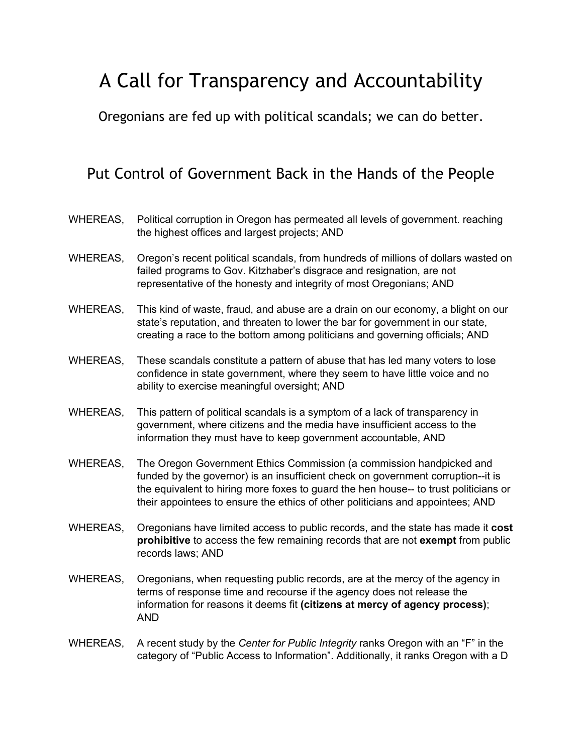# A Call for Transparency and Accountability

Oregonians are fed up with political scandals; we can do better.

## Put Control of Government Back in the Hands of the People

WHEREAS, Political corruption in Oregon has permeated all levels of government. reaching the highest offices and largest projects; AND

WHEREAS, Oregon's recent political scandals, from hundreds of millions of dollars wasted on failed programs to Gov. Kitzhaber's disgrace and resignation, are not representative of the honesty and integrity of most Oregonians; AND

WHEREAS, This kind of waste, fraud, and abuse are a drain on our economy, a blight on our state's reputation, and threaten to lower the bar for government in our state, creating a race to the bottom among politicians and governing officials; AND

WHEREAS, These scandals constitute a pattern of abuse that has led many voters to lose confidence in state government, where they seem to have little voice and no ability to exercise meaningful oversight; AND

WHEREAS, This pattern of political scandals is a symptom of a lack of transparency in government, where citizens and the media have insufficient access to the information they must have to keep government accountable, AND

WHEREAS, The Oregon Government Ethics Commission (a commission handpicked and funded by the governor) is an insufficient check on government corruption--it is the equivalent to hiring more foxes to guard the hen house-- to trust politicians or their appointees to ensure the ethics of other politicians and appointees; AND

WHEREAS, Oregonians have limited access to public records, and the state has made it **cost prohibitive** to access the few remaining records that are not **exempt** from public records laws; AND

WHEREAS, Oregonians, when requesting public records, are at the mercy of the agency in terms of response time and recourse if the agency does not release the information for reasons it deems fit **(citizens at mercy of agency process)**; AND

WHEREAS, A recent study by the *Center for Public Integrity* ranks Oregon with an "F" in the category of "Public Access to Information". Additionally, it ranks Oregon with a D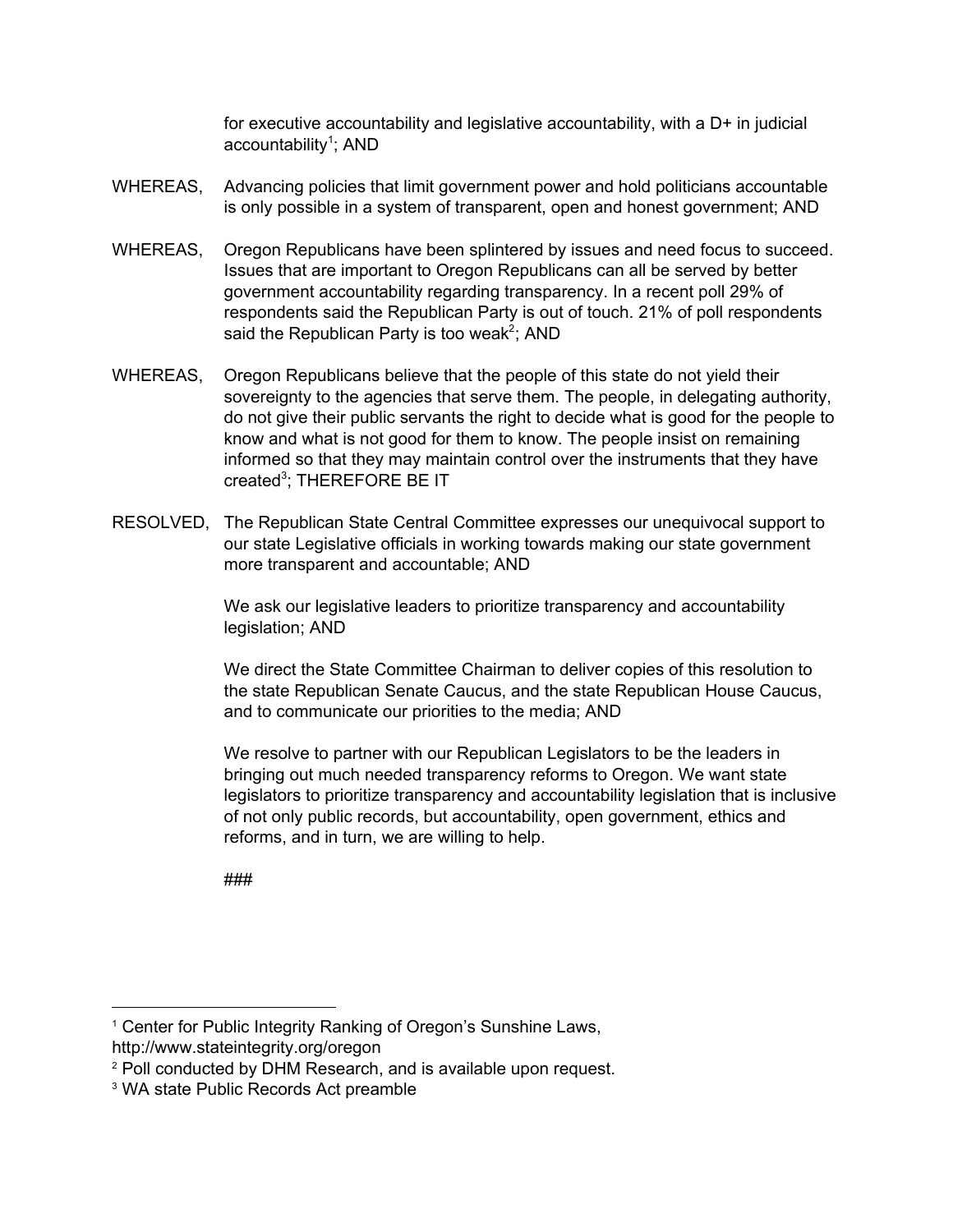for executive accountability and legislative accountability, with a D+ in judicial accountability[1]; AND

WHEREAS, Advancing policies that limit government power and hold politicians accountable is only possible in a system of transparent, open and honest government; AND

WHEREAS, Oregon Republicans have been splintered by issues and need focus to succeed. Issues that are important to Oregon Republicans can all be served by better government accountability regarding transparency. In a recent poll 29% of respondents said the Republican Party is out of touch. 21% of poll respondents said the Republican Party is too weak[2]; AND

WHEREAS, Oregon Republicans believe that the people of this state do not yield their sovereignty to the agencies that serve them. The people, in delegating authority, do not give their public servants the right to decide what is good for the people to know and what is not good for them to know. The people insist on remaining informed so that they may maintain control over the instruments that they have created[3]; THEREFORE BE IT

RESOLVED, The Republican State Central Committee expresses our unequivocal support to our state Legislative officials in working towards making our state government more transparent and accountable; AND

We ask our legislative leaders to prioritize transparency and accountability legislation; AND

We direct the State Committee Chairman to deliver copies of this resolution to the state Republican Senate Caucus, and the state Republican House Caucus, and to communicate our priorities to the media; AND

We resolve to partner with our Republican Legislators to be the leaders in bringing out much needed transparency reforms to Oregon. We want state legislators to prioritize transparency and accountability legislation that is inclusive of not only public records, but accountability, open government, ethics and reforms, and in turn, we are willing to help.

###

---

[1] Center for Public Integrity Ranking of Oregon's Sunshine Laws, http://www.stateintegrity.org/oregon

[2] Poll conducted by DHM Research, and is available upon request.

[3] WA state Public Records Act preamble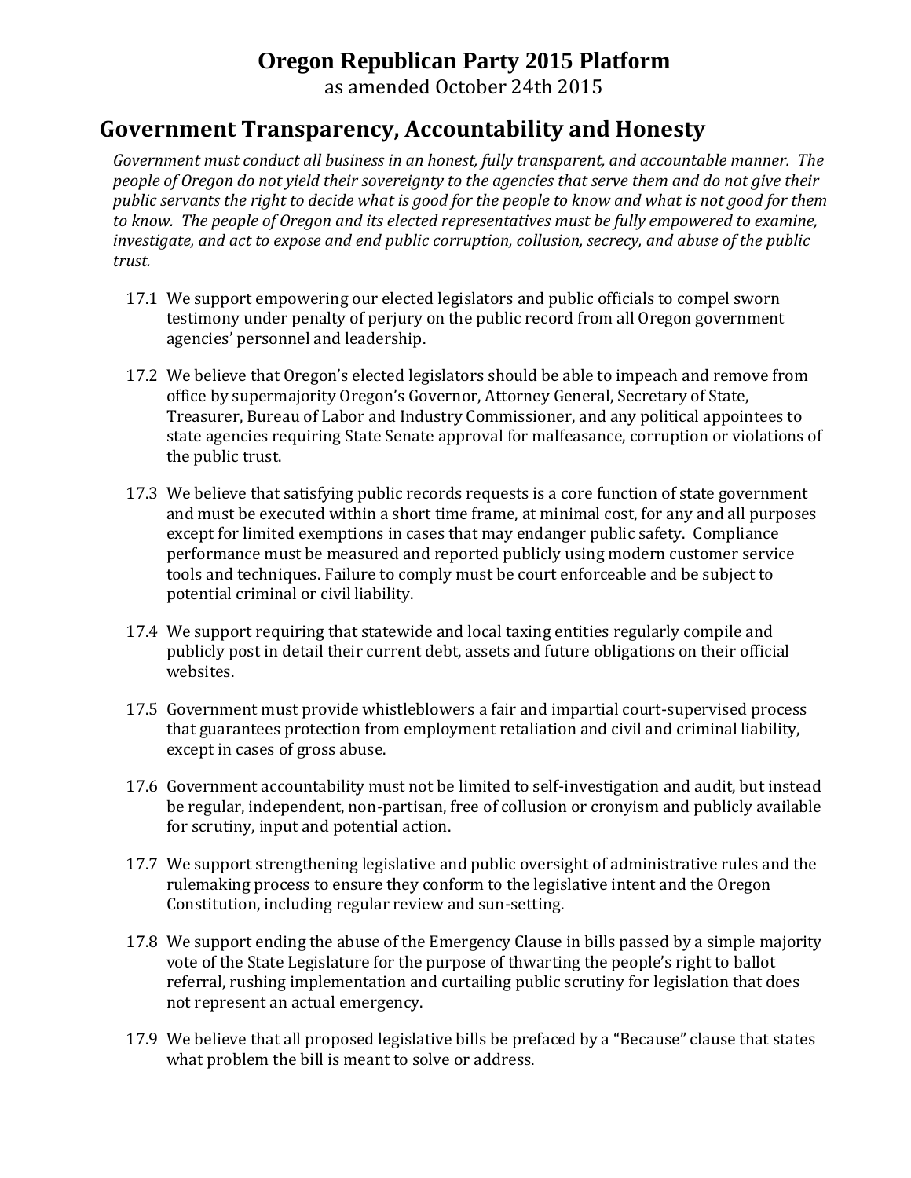# Oregon Republican Party 2015 Platform

as amended October 24th 2015

## Government Transparency, Accountability and Honesty

*Government must conduct all business in an honest, fully transparent, and accountable manner. The people of Oregon do not yield their sovereignty to the agencies that serve them and do not give their public servants the right to decide what is good for the people to know and what is not good for them to know. The people of Oregon and its elected representatives must be fully empowered to examine, investigate, and act to expose and end public corruption, collusion, secrecy, and abuse of the public trust.*

17.1 We support empowering our elected legislators and public officials to compel sworn testimony under penalty of perjury on the public record from all Oregon government agencies' personnel and leadership.

17.2 We believe that Oregon's elected legislators should be able to impeach and remove from office by supermajority Oregon's Governor, Attorney General, Secretary of State, Treasurer, Bureau of Labor and Industry Commissioner, and any political appointees to state agencies requiring State Senate approval for malfeasance, corruption or violations of the public trust.

17.3 We believe that satisfying public records requests is a core function of state government and must be executed within a short time frame, at minimal cost, for any and all purposes except for limited exemptions in cases that may endanger public safety. Compliance performance must be measured and reported publicly using modern customer service tools and techniques. Failure to comply must be court enforceable and be subject to potential criminal or civil liability.

17.4 We support requiring that statewide and local taxing entities regularly compile and publicly post in detail their current debt, assets and future obligations on their official websites.

17.5 Government must provide whistleblowers a fair and impartial court-supervised process that guarantees protection from employment retaliation and civil and criminal liability, except in cases of gross abuse.

17.6 Government accountability must not be limited to self-investigation and audit, but instead be regular, independent, non-partisan, free of collusion or cronyism and publicly available for scrutiny, input and potential action.

17.7 We support strengthening legislative and public oversight of administrative rules and the rulemaking process to ensure they conform to the legislative intent and the Oregon Constitution, including regular review and sun-setting.

17.8 We support ending the abuse of the Emergency Clause in bills passed by a simple majority vote of the State Legislature for the purpose of thwarting the people's right to ballot referral, rushing implementation and curtailing public scrutiny for legislation that does not represent an actual emergency.

17.9 We believe that all proposed legislative bills be prefaced by a "Because" clause that states what problem the bill is meant to solve or address.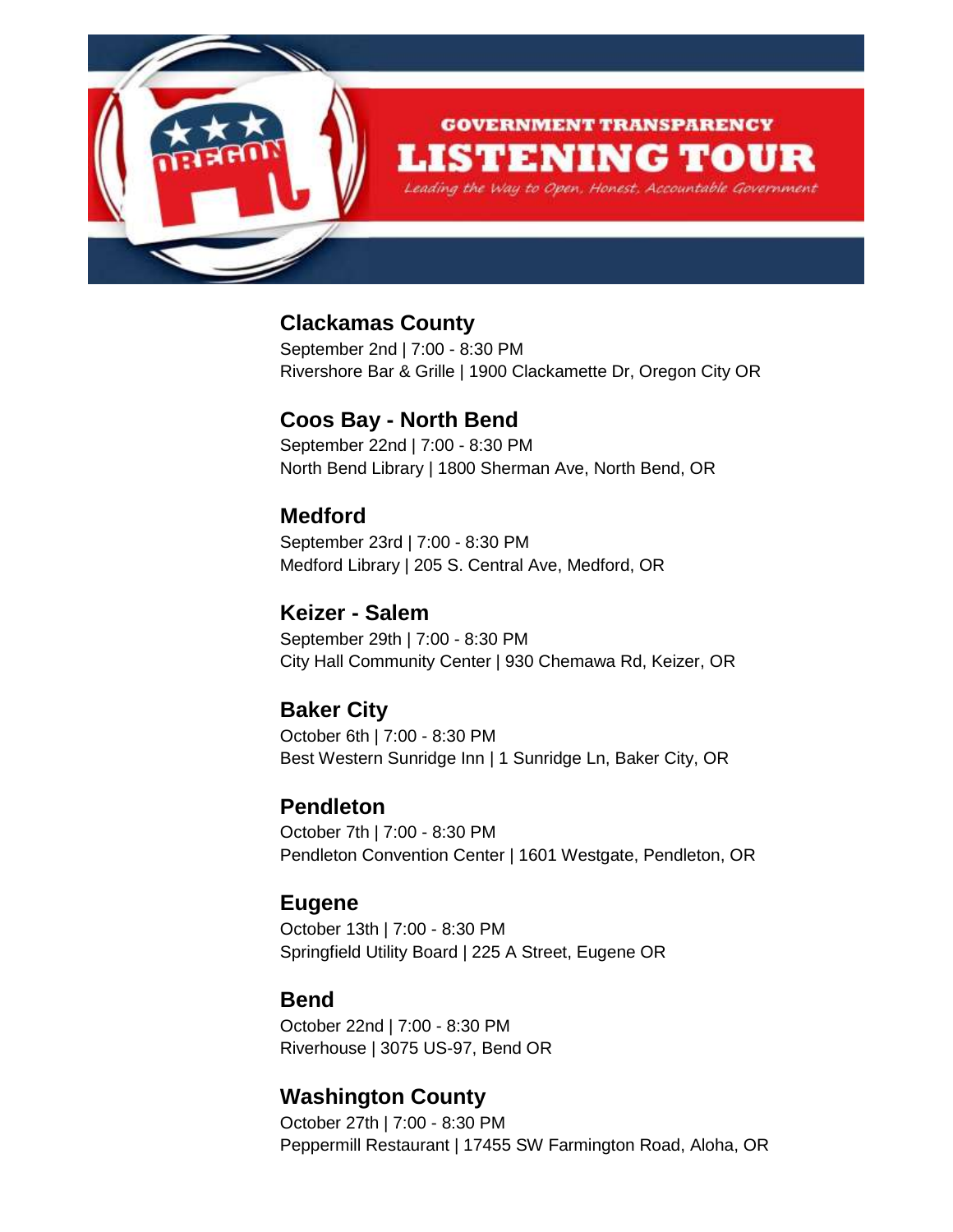GOVERNMENT TRANSPARENCY

# LISTENING TOUR

*Leading the Way to Open, Honest, Accountable Government*

## Clackamas County

September 2nd | 7:00 - 8:30 PM
Rivershore Bar & Grille | 1900 Clackamette Dr, Oregon City OR

## Coos Bay - North Bend

September 22nd | 7:00 - 8:30 PM
North Bend Library | 1800 Sherman Ave, North Bend, OR

## Medford

September 23rd | 7:00 - 8:30 PM
Medford Library | 205 S. Central Ave, Medford, OR

## Keizer - Salem

September 29th | 7:00 - 8:30 PM
City Hall Community Center | 930 Chemawa Rd, Keizer, OR

## Baker City

October 6th | 7:00 - 8:30 PM
Best Western Sunridge Inn | 1 Sunridge Ln, Baker City, OR

## Pendleton

October 7th | 7:00 - 8:30 PM
Pendleton Convention Center | 1601 Westgate, Pendleton, OR

## Eugene

October 13th | 7:00 - 8:30 PM
Springfield Utility Board | 225 A Street, Eugene OR

## Bend

October 22nd | 7:00 - 8:30 PM
Riverhouse | 3075 US-97, Bend OR

## Washington County

October 27th | 7:00 - 8:30 PM
Peppermill Restaurant | 17455 SW Farmington Road, Aloha, OR